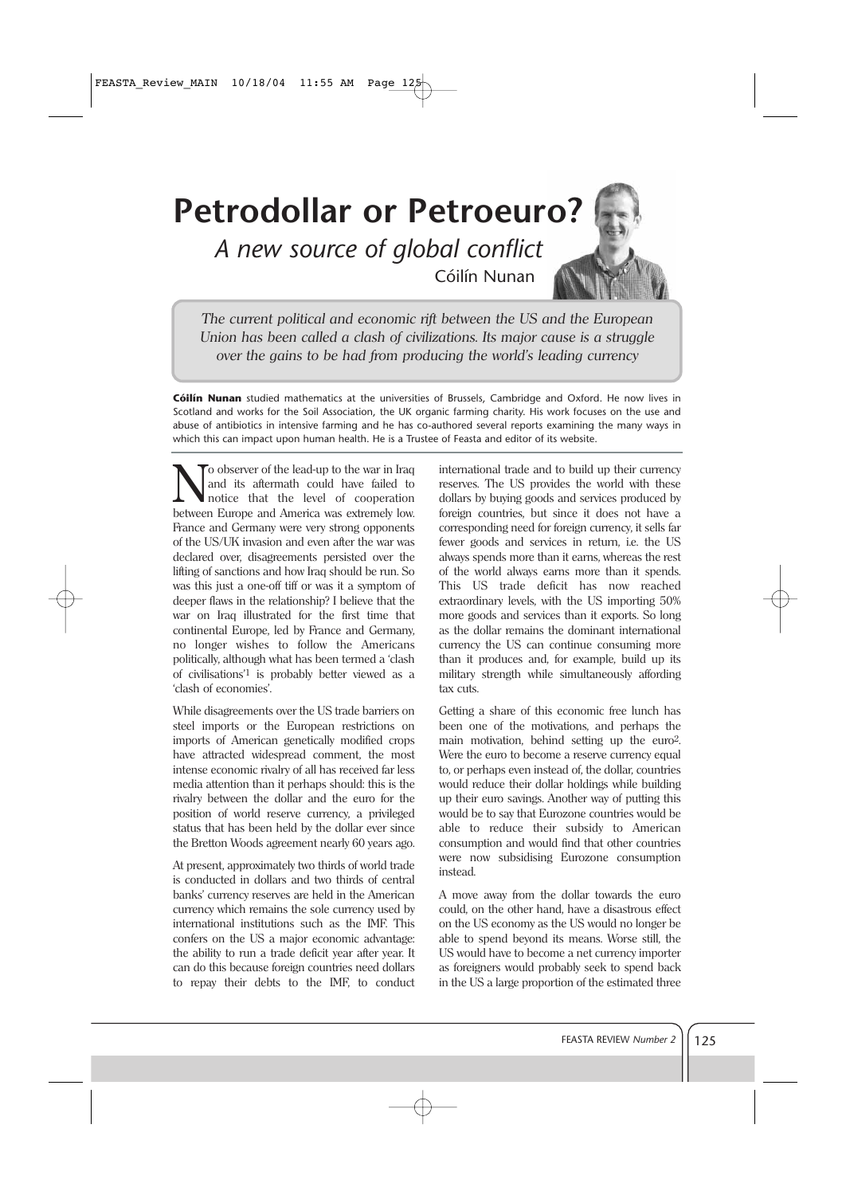# Petrodollar or Petroeuro?

## *A new source of global conflict*

Cóilín Nunan

*The current political and economic rift between the US and the European Union has been called a clash of civilizations. Its major cause is a struggle over the gains to be had from producing the world's leading currency*

**Cóilín Nunan** studied mathematics at the universities of Brussels, Cambridge and Oxford. He now lives in Scotland and works for the Soil Association, the UK organic farming charity. His work focuses on the use and abuse of antibiotics in intensive farming and he has co-authored several reports examining the many ways in which this can impact upon human health. He is a Trustee of Feasta and editor of its website.

No observer of the lead-up to the war in Iraq and its aftermath could have failed to notice that the level of cooperation between Europe and America was extremely low. France and Germany were very strong opponents of the US/UK invasion and even after the war was declared over, disagreements persisted over the lifting of sanctions and how Iraq should be run. So was this just a one-off tiff or was it a symptom of deeper flaws in the relationship? I believe that the war on Iraq illustrated for the first time that continental Europe, led by France and Germany, no longer wishes to follow the Americans politically, although what has been termed a 'clash of civilisations'[1] is probably better viewed as a 'clash of economies'.

While disagreements over the US trade barriers on steel imports or the European restrictions on imports of American genetically modified crops have attracted widespread comment, the most intense economic rivalry of all has received far less media attention than it perhaps should: this is the rivalry between the dollar and the euro for the position of world reserve currency, a privileged status that has been held by the dollar ever since the Bretton Woods agreement nearly 60 years ago.

At present, approximately two thirds of world trade is conducted in dollars and two thirds of central banks' currency reserves are held in the American currency which remains the sole currency used by international institutions such as the IMF. This confers on the US a major economic advantage: the ability to run a trade deficit year after year. It can do this because foreign countries need dollars to repay their debts to the IMF, to conduct international trade and to build up their currency reserves. The US provides the world with these dollars by buying goods and services produced by foreign countries, but since it does not have a corresponding need for foreign currency, it sells far fewer goods and services in return, i.e. the US always spends more than it earns, whereas the rest of the world always earns more than it spends. This US trade deficit has now reached extraordinary levels, with the US importing 50% more goods and services than it exports. So long as the dollar remains the dominant international currency the US can continue consuming more than it produces and, for example, build up its military strength while simultaneously affording tax cuts.

Getting a share of this economic free lunch has been one of the motivations, and perhaps the main motivation, behind setting up the euro[2]. Were the euro to become a reserve currency equal to, or perhaps even instead of, the dollar, countries would reduce their dollar holdings while building up their euro savings. Another way of putting this would be to say that Eurozone countries would be able to reduce their subsidy to American consumption and would find that other countries were now subsidising Eurozone consumption instead.

A move away from the dollar towards the euro could, on the other hand, have a disastrous effect on the US economy as the US would no longer be able to spend beyond its means. Worse still, the US would have to become a net currency importer as foreigners would probably seek to spend back in the US a large proportion of the estimated three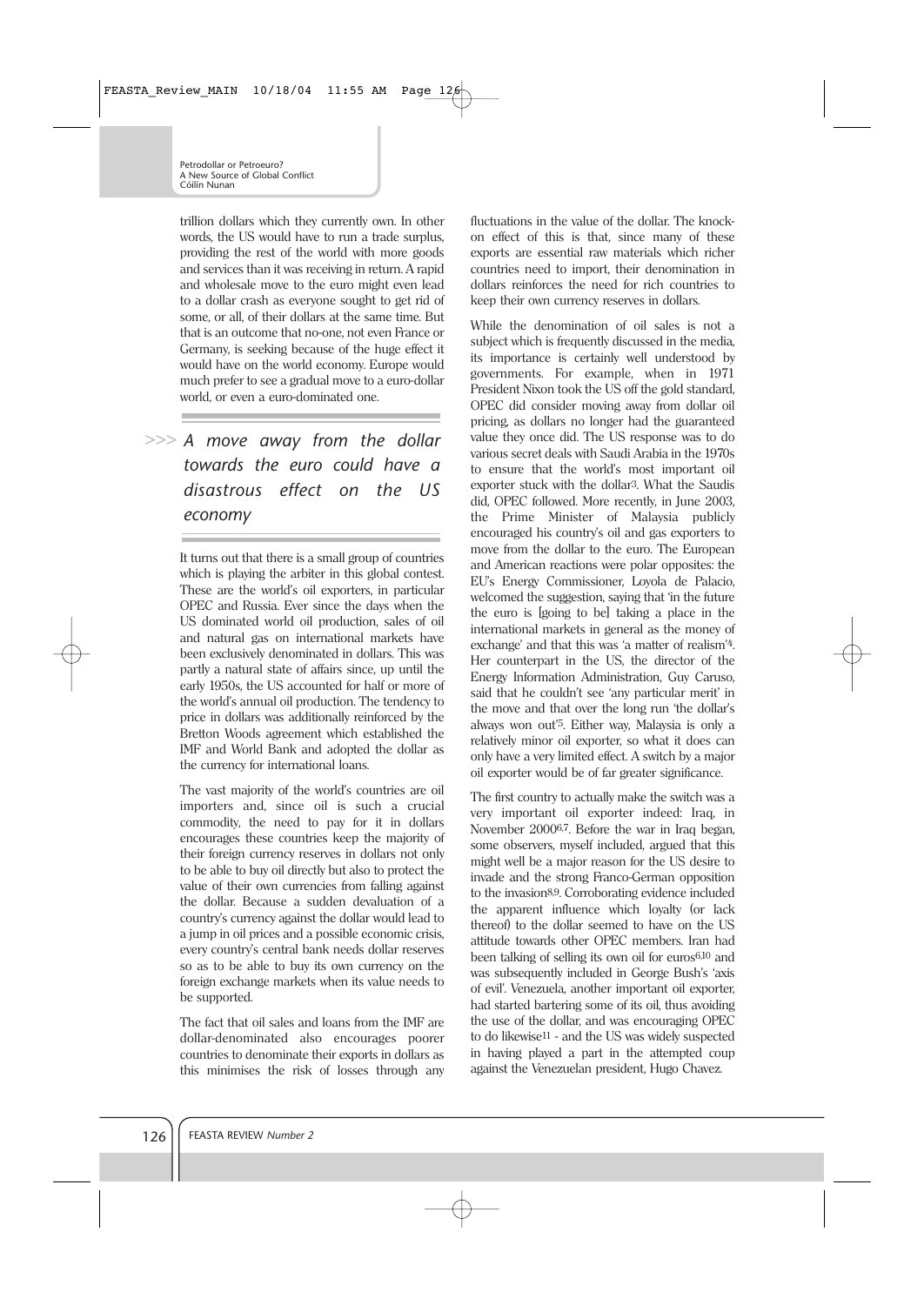trillion dollars which they currently own. In other words, the US would have to run a trade surplus, providing the rest of the world with more goods and services than it was receiving in return. A rapid and wholesale move to the euro might even lead to a dollar crash as everyone sought to get rid of some, or all, of their dollars at the same time. But that is an outcome that no-one, not even France or Germany, is seeking because of the huge effect it would have on the world economy. Europe would much prefer to see a gradual move to a euro-dollar world, or even a euro-dominated one.

> *A move away from the dollar towards the euro could have a disastrous effect on the US economy*

It turns out that there is a small group of countries which is playing the arbiter in this global contest. These are the world's oil exporters, in particular OPEC and Russia. Ever since the days when the US dominated world oil production, sales of oil and natural gas on international markets have been exclusively denominated in dollars. This was partly a natural state of affairs since, up until the early 1950s, the US accounted for half or more of the world's annual oil production. The tendency to price in dollars was additionally reinforced by the Bretton Woods agreement which established the IMF and World Bank and adopted the dollar as the currency for international loans.

The vast majority of the world's countries are oil importers and, since oil is such a crucial commodity, the need to pay for it in dollars encourages these countries keep the majority of their foreign currency reserves in dollars not only to be able to buy oil directly but also to protect the value of their own currencies from falling against the dollar. Because a sudden devaluation of a country's currency against the dollar would lead to a jump in oil prices and a possible economic crisis, every country's central bank needs dollar reserves so as to be able to buy its own currency on the foreign exchange markets when its value needs to be supported.

The fact that oil sales and loans from the IMF are dollar-denominated also encourages poorer countries to denominate their exports in dollars as this minimises the risk of losses through any fluctuations in the value of the dollar. The knock-on effect of this is that, since many of these exports are essential raw materials which richer countries need to import, their denomination in dollars reinforces the need for rich countries to keep their own currency reserves in dollars.

While the denomination of oil sales is not a subject which is frequently discussed in the media, its importance is certainly well understood by governments. For example, when in 1971 President Nixon took the US off the gold standard, OPEC did consider moving away from dollar oil pricing, as dollars no longer had the guaranteed value they once did. The US response was to do various secret deals with Saudi Arabia in the 1970s to ensure that the world's most important oil exporter stuck with the dollar[3]. What the Saudis did, OPEC followed. More recently, in June 2003, the Prime Minister of Malaysia publicly encouraged his country's oil and gas exporters to move from the dollar to the euro. The European and American reactions were polar opposites: the EU's Energy Commissioner, Loyola de Palacio, welcomed the suggestion, saying that 'in the future the euro is [going to be] taking a place in the international markets in general as the money of exchange' and that this was 'a matter of realism'[4]. Her counterpart in the US, the director of the Energy Information Administration, Guy Caruso, said that he couldn't see 'any particular merit' in the move and that over the long run 'the dollar's always won out'[5]. Either way, Malaysia is only a relatively minor oil exporter, so what it does can only have a very limited effect. A switch by a major oil exporter would be of far greater significance.

The first country to actually make the switch was a very important oil exporter indeed: Iraq, in November 2000[6,7]. Before the war in Iraq began, some observers, myself included, argued that this might well be a major reason for the US desire to invade and the strong Franco-German opposition to the invasion[8,9]. Corroborating evidence included the apparent influence which loyalty (or lack thereof) to the dollar seemed to have on the US attitude towards other OPEC members. Iran had been talking of selling its own oil for euros[6,10] and was subsequently included in George Bush's 'axis of evil'. Venezuela, another important oil exporter, had started bartering some of its oil, thus avoiding the use of the dollar, and was encouraging OPEC to do likewise[11] - and the US was widely suspected in having played a part in the attempted coup against the Venezuelan president, Hugo Chavez.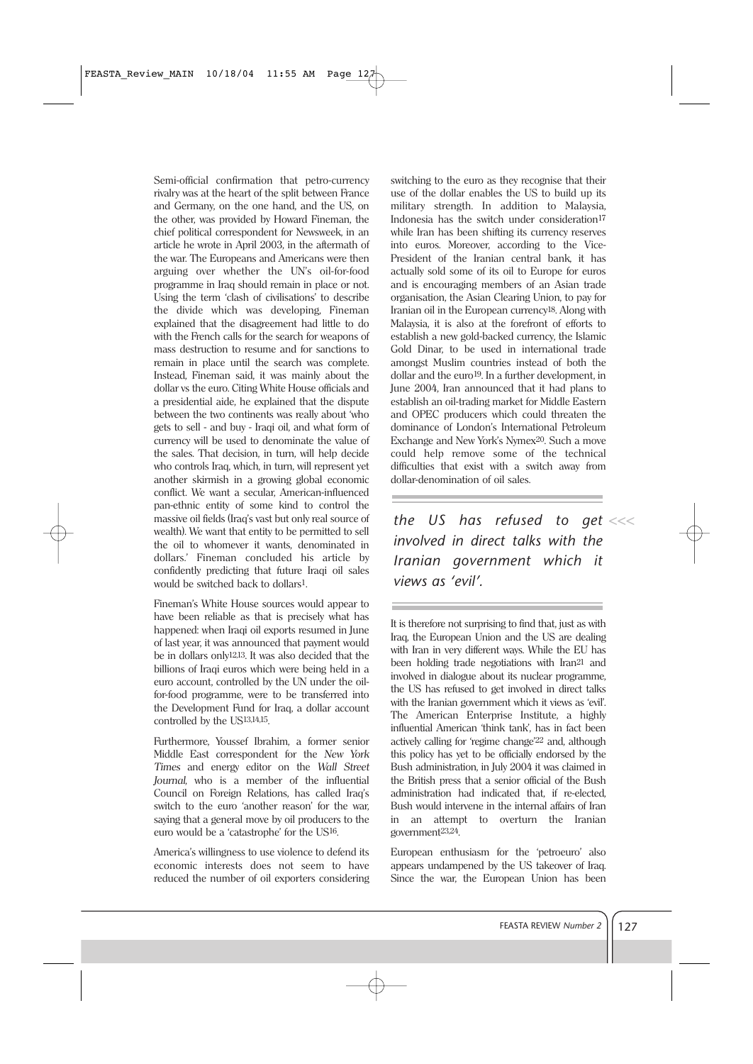Semi-official confirmation that petro-currency rivalry was at the heart of the split between France and Germany, on the one hand, and the US, on the other, was provided by Howard Fineman, the chief political correspondent for Newsweek, in an article he wrote in April 2003, in the aftermath of the war. The Europeans and Americans were then arguing over whether the UN's oil-for-food programme in Iraq should remain in place or not. Using the term 'clash of civilisations' to describe the divide which was developing, Fineman explained that the disagreement had little to do with the French calls for the search for weapons of mass destruction to resume and for sanctions to remain in place until the search was complete. Instead, Fineman said, it was mainly about the dollar vs the euro. Citing White House officials and a presidential aide, he explained that the dispute between the two continents was really about 'who gets to sell - and buy - Iraqi oil, and what form of currency will be used to denominate the value of the sales. That decision, in turn, will help decide who controls Iraq, which, in turn, will represent yet another skirmish in a growing global economic conflict. We want a secular, American-influenced pan-ethnic entity of some kind to control the massive oil fields (Iraq's vast but only real source of wealth). We want that entity to be permitted to sell the oil to whomever it wants, denominated in dollars.' Fineman concluded his article by confidently predicting that future Iraqi oil sales would be switched back to dollars[1].

Fineman's White House sources would appear to have been reliable as that is precisely what has happened: when Iraqi oil exports resumed in June of last year, it was announced that payment would be in dollars only[12,13]. It was also decided that the billions of Iraqi euros which were being held in a euro account, controlled by the UN under the oil-for-food programme, were to be transferred into the Development Fund for Iraq, a dollar account controlled by the US[13,14,15].

Furthermore, Youssef Ibrahim, a former senior Middle East correspondent for the *New York Times* and energy editor on the *Wall Street Journal*, who is a member of the influential Council on Foreign Relations, has called Iraq's switch to the euro 'another reason' for the war, saying that a general move by oil producers to the euro would be a 'catastrophe' for the US[16].

America's willingness to use violence to defend its economic interests does not seem to have reduced the number of oil exporters considering switching to the euro as they recognise that their use of the dollar enables the US to build up its military strength. In addition to Malaysia, Indonesia has the switch under consideration[17] while Iran has been shifting its currency reserves into euros. Moreover, according to the Vice-President of the Iranian central bank, it has actually sold some of its oil to Europe for euros and is encouraging members of an Asian trade organisation, the Asian Clearing Union, to pay for Iranian oil in the European currency[18]. Along with Malaysia, it is also at the forefront of efforts to establish a new gold-backed currency, the Islamic Gold Dinar, to be used in international trade amongst Muslim countries instead of both the dollar and the euro[19]. In a further development, in June 2004, Iran announced that it had plans to establish an oil-trading market for Middle Eastern and OPEC producers which could threaten the dominance of London's International Petroleum Exchange and New York's Nymex[20]. Such a move could help remove some of the technical difficulties that exist with a switch away from dollar-denomination of oil sales.

*the US has refused to get involved in direct talks with the Iranian government which it views as 'evil'.*

It is therefore not surprising to find that, just as with Iraq, the European Union and the US are dealing with Iran in very different ways. While the EU has been holding trade negotiations with Iran[21] and involved in dialogue about its nuclear programme, the US has refused to get involved in direct talks with the Iranian government which it views as 'evil'. The American Enterprise Institute, a highly influential American 'think tank', has in fact been actively calling for 'regime change'[22] and, although this policy has yet to be officially endorsed by the Bush administration, in July 2004 it was claimed in the British press that a senior official of the Bush administration had indicated that, if re-elected, Bush would intervene in the internal affairs of Iran in an attempt to overturn the Iranian government[23,24].

European enthusiasm for the 'petroeuro' also appears undampened by the US takeover of Iraq. Since the war, the European Union has been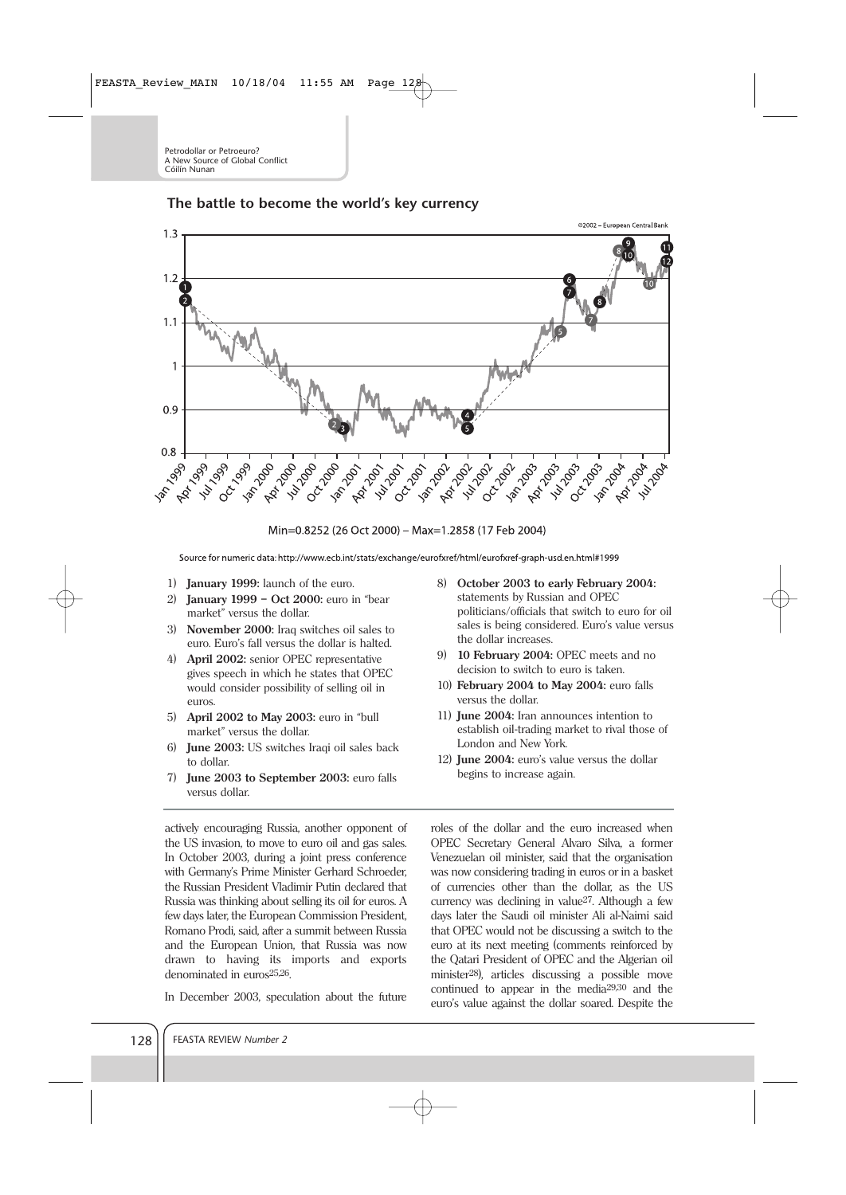## The battle to become the world's key currency

©2002 – European Central Bank

Min=0.8252 (26 Oct 2000) – Max=1.2858 (17 Feb 2004)

Source for numeric data: http://www.ecb.int/stats/exchange/eurofxref/html/eurofxref-graph-usd.en.html#1999

1) **January 1999:** launch of the euro.
2) **January 1999 – Oct 2000:** euro in "bear market" versus the dollar.
3) **November 2000:** Iraq switches oil sales to euro. Euro's fall versus the dollar is halted.
4) **April 2002:** senior OPEC representative gives speech in which he states that OPEC would consider possibility of selling oil in euros.
5) **April 2002 to May 2003:** euro in "bull market" versus the dollar.
6) **June 2003:** US switches Iraqi oil sales back to dollar.
7) **June 2003 to September 2003:** euro falls versus dollar.
8) **October 2003 to early February 2004:** statements by Russian and OPEC politicians/officials that switch to euro for oil sales is being considered. Euro's value versus the dollar increases.
9) **10 February 2004:** OPEC meets and no decision to switch to euro is taken.
10) **February 2004 to May 2004:** euro falls versus the dollar.
11) **June 2004:** Iran announces intention to establish oil-trading market to rival those of London and New York.
12) **June 2004:** euro's value versus the dollar begins to increase again.

actively encouraging Russia, another opponent of the US invasion, to move to euro oil and gas sales. In October 2003, during a joint press conference with Germany's Prime Minister Gerhard Schroeder, the Russian President Vladimir Putin declared that Russia was thinking about selling its oil for euros. A few days later, the European Commission President, Romano Prodi, said, after a summit between Russia and the European Union, that Russia was now drawn to having its imports and exports denominated in euros[25,26].

In December 2003, speculation about the future roles of the dollar and the euro increased when OPEC Secretary General Alvaro Silva, a former Venezuelan oil minister, said that the organisation was now considering trading in euros or in a basket of currencies other than the dollar, as the US currency was declining in value[27]. Although a few days later the Saudi oil minister Ali al-Naimi said that OPEC would not be discussing a switch to the euro at its next meeting (comments reinforced by the Qatari President of OPEC and the Algerian oil minister[28]), articles discussing a possible move continued to appear in the media[29,30] and the euro's value against the dollar soared. Despite the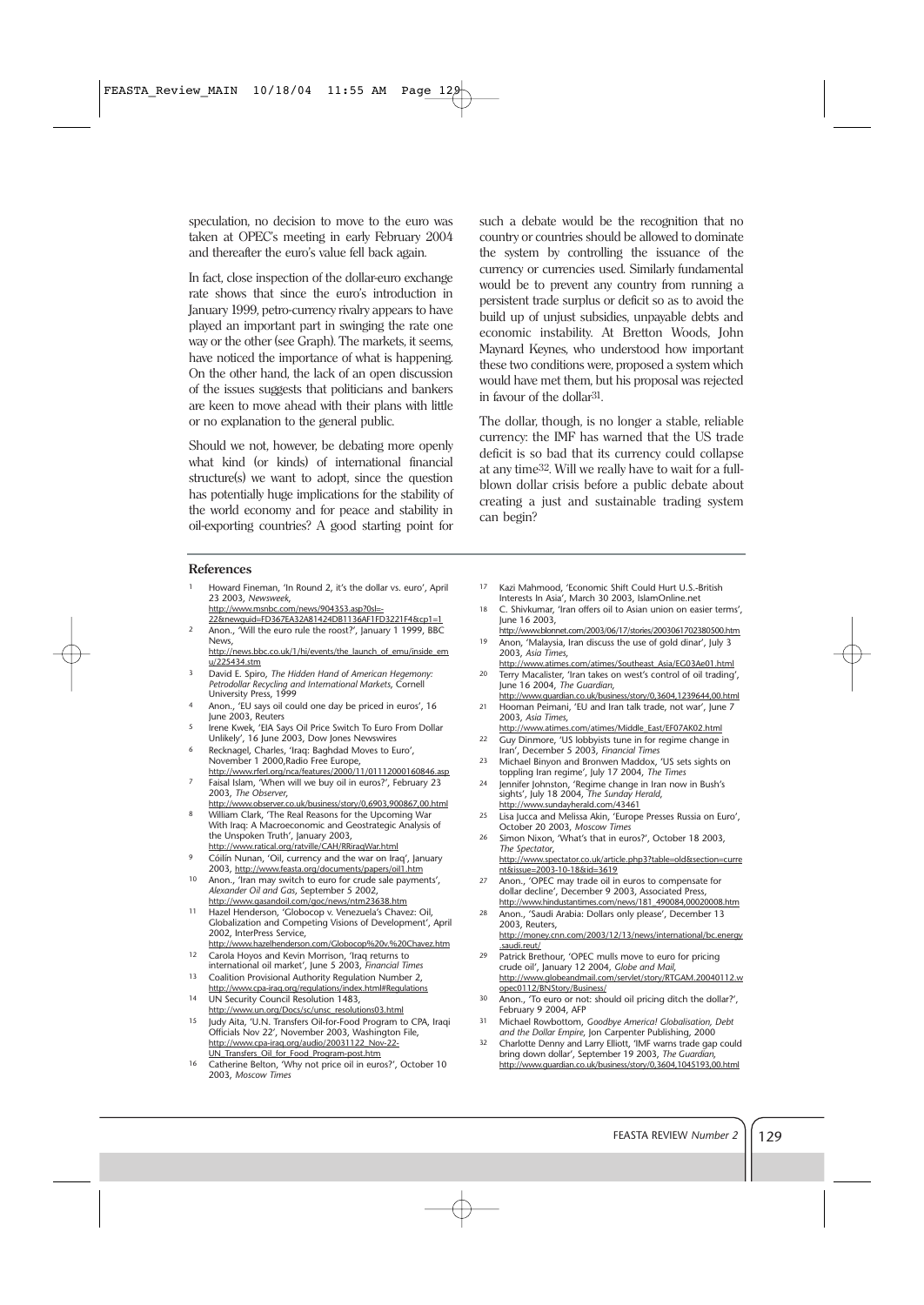speculation, no decision to move to the euro was taken at OPEC's meeting in early February 2004 and thereafter the euro's value fell back again.

In fact, close inspection of the dollar-euro exchange rate shows that since the euro's introduction in January 1999, petro-currency rivalry appears to have played an important part in swinging the rate one way or the other (see Graph). The markets, it seems, have noticed the importance of what is happening. On the other hand, the lack of an open discussion of the issues suggests that politicians and bankers are keen to move ahead with their plans with little or no explanation to the general public.

Should we not, however, be debating more openly what kind (or kinds) of international financial structure(s) we want to adopt, since the question has potentially huge implications for the stability of the world economy and for peace and stability in oil-exporting countries? A good starting point for such a debate would be the recognition that no country or countries should be allowed to dominate the system by controlling the issuance of the currency or currencies used. Similarly fundamental would be to prevent any country from running a persistent trade surplus or deficit so as to avoid the build up of unjust subsidies, unpayable debts and economic instability. At Bretton Woods, John Maynard Keynes, who understood how important these two conditions were, proposed a system which would have met them, but his proposal was rejected in favour of the dollar[31].

The dollar, though, is no longer a stable, reliable currency: the IMF has warned that the US trade deficit is so bad that its currency could collapse at any time[32]. Will we really have to wait for a full-blown dollar crisis before a public debate about creating a just and sustainable trading system can begin?

## References

1. Howard Fineman, 'In Round 2, it's the dollar vs. euro', April 23 2003, *Newsweek*, http://www.msnbc.com/news/904353.asp?0sl=-22&newguid=FD367EA32A81424DB1136AF1FD3221F4&cp1=1
2. Anon., 'Will the euro rule the roost?', January 1 1999, BBC News, http://news.bbc.co.uk/1/hi/events/the_launch_of_emu/inside_emu/225434.stm
3. David E. Spiro, *The Hidden Hand of American Hegemony: Petrodollar Recycling and International Markets*, Cornell University Press, 1999
4. Anon., 'EU says oil could one day be priced in euros', 16 June 2003, Reuters
5. Irene Kwek, 'EIA Says Oil Price Switch To Euro From Dollar Unlikely', 16 June 2003, Dow Jones Newswires
6. Recknagel, Charles, 'Iraq: Baghdad Moves to Euro', November 1 2000,Radio Free Europe, http://www.rferl.org/nca/features/2000/11/01112000160846.asp
7. Faisal Islam, 'When will we buy oil in euros?', February 23 2003, *The Observer*, http://www.observer.co.uk/business/story/0,6903,900867,00.html
8. William Clark, 'The Real Reasons for the Upcoming War With Iraq: A Macroeconomic and Geostrategic Analysis of the Unspoken Truth', January 2003, http://www.ratical.org/ratville/CAH/RRiraqWar.html
9. Cóilín Nunan, 'Oil, currency and the war on Iraq', January 2003, http://www.feasta.org/documents/papers/oil1.htm
10. Anon., 'Iran may switch to euro for crude sale payments', *Alexander Oil and Gas*, September 5 2002, http://www.gasandoil.com/goc/news/ntm23638.htm
11. Hazel Henderson, 'Globocop v. Venezuela's Chavez: Oil, Globalization and Competing Visions of Development', April 2002, InterPress Service, http://www.hazelhenderson.com/Globocop%20v.%20Chavez.htm
12. Carola Hoyos and Kevin Morrison, 'Iraq returns to international oil market', June 5 2003, *Financial Times*
13. Coalition Provisional Authority Regulation Number 2, http://www.cpa-iraq.org/regulations/index.html#Regulations
14. UN Security Council Resolution 1483, http://www.un.org/Docs/sc/unsc_resolutions03.html
15. Judy Aita, 'U.N. Transfers Oil-for-Food Program to CPA, Iraqi Officials Nov 22', November 2003, Washington File, http://www.cpa-iraq.org/audio/20031122_Nov-22-UN_Transfers_Oil_for_Food_Program-post.htm
16. Catherine Belton, 'Why not price oil in euros?', October 10 2003, *Moscow Times*
17. Kazi Mahmood, 'Economic Shift Could Hurt U.S.-British Interests In Asia', March 30 2003, IslamOnline.net
18. C. Shivkumar, 'Iran offers oil to Asian union on easier terms', June 16 2003, http://www.blonnet.com/2003/06/17/stories/2003061702380500.htm
19. Anon, 'Malaysia, Iran discuss the use of gold dinar', July 3 2003, *Asia Times*, http://www.atimes.com/atimes/Southeast_Asia/EG03Ae01.html
20. Terry Macalister, 'Iran takes on west's control of oil trading', June 16 2004, *The Guardian*, http://www.guardian.co.uk/business/story/0,3604,1239644,00.html
21. Hooman Peimani, 'EU and Iran talk trade, not war', June 7 2003, *Asia Times*, http://www.atimes.com/atimes/Middle_East/EF07Ak02.html
22. Guy Dinmore, 'US lobbyists tune in for regime change in Iran', December 5 2003, *Financial Times*
23. Michael Binyon and Bronwen Maddox, 'US sets sights on toppling Iran regime', July 17 2004, *The Times*
24. Jennifer Johnston, 'Regime change in Iran now in Bush's sights', July 18 2004, *The Sunday Herald*, http://www.sundayherald.com/43461
25. Lisa Jucca and Melissa Akin, 'Europe Presses Russia on Euro', October 20 2003, *Moscow Times*
26. Simon Nixon, 'What's that in euros?', October 18 2003, *The Spectator*, http://www.spectator.co.uk/article.php3?table=old&section=current&issue=2003-10-18&id=3619
27. Anon., 'OPEC may trade oil in euros to compensate for dollar decline', December 9 2003, Associated Press, http://www.hindustantimes.com/news/181_490084,00020008.htm
28. Anon., 'Saudi Arabia: Dollars only please', December 13 2003, Reuters, http://money.cnn.com/2003/12/13/news/international/bc.energy.saudi.reut/
29. Patrick Brethour, 'OPEC mulls move to euro for pricing crude oil', January 12 2004, *Globe and Mail*, http://www.globeandmail.com/servlet/story/RTGAM.20040112.wopec0112/BNStory/Business/
30. Anon., 'To euro or not: should oil pricing ditch the dollar?', February 9 2004, AFP
31. Michael Rowbottom, *Goodbye America! Globalisation, Debt and the Dollar Empire*, Jon Carpenter Publishing, 2000
32. Charlotte Denny and Larry Elliott, 'IMF warns trade gap could bring down dollar', September 19 2003, *The Guardian*, http://www.guardian.co.uk/business/story/0,3604,1045193,00.html